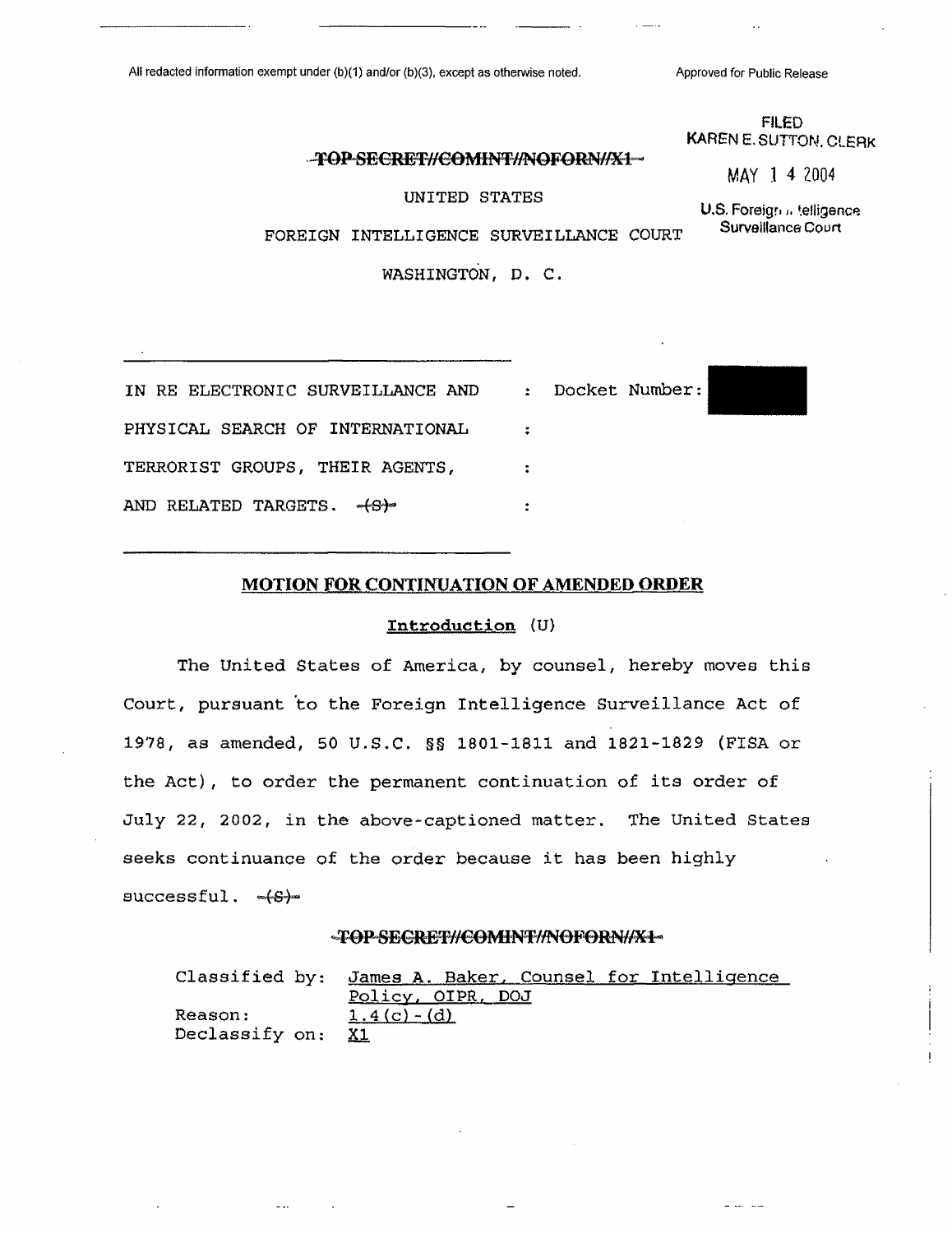All redacted information exempt under (b)(1) and/or (b)(3), except as otherwise noted.

Approved for Public Release

FILED
KAREN E. SUTTON, CLERK

MAY 1 4 2004

U.S. Foreign Intelligence Surveillance Court

~~TOP SECRET//COMINT//NOFORN//X1~~

UNITED STATES

FOREIGN INTELLIGENCE SURVEILLANCE COURT

WASHINGTON, D. C.

| | | |
|---|---|---|
| IN RE ELECTRONIC SURVEILLANCE AND PHYSICAL SEARCH OF INTERNATIONAL TERRORIST GROUPS, THEIR AGENTS, AND RELATED TARGETS. ~~(S)~~ | : | Docket Number: [REDACTED] |

## MOTION FOR CONTINUATION OF AMENDED ORDER

### Introduction (U)

The United States of America, by counsel, hereby moves this Court, pursuant to the Foreign Intelligence Surveillance Act of 1978, as amended, 50 U.S.C. §§ 1801-1811 and 1821-1829 (FISA or the Act), to order the permanent continuation of its order of July 22, 2002, in the above-captioned matter. The United States seeks continuance of the order because it has been highly successful. ~~(S)~~

~~TOP SECRET//COMINT//NOFORN//X1~~

Classified by: James A. Baker, Counsel for Intelligence Policy, OIPR, DOJ
Reason: 1.4(c)-(d)
Declassify on: X1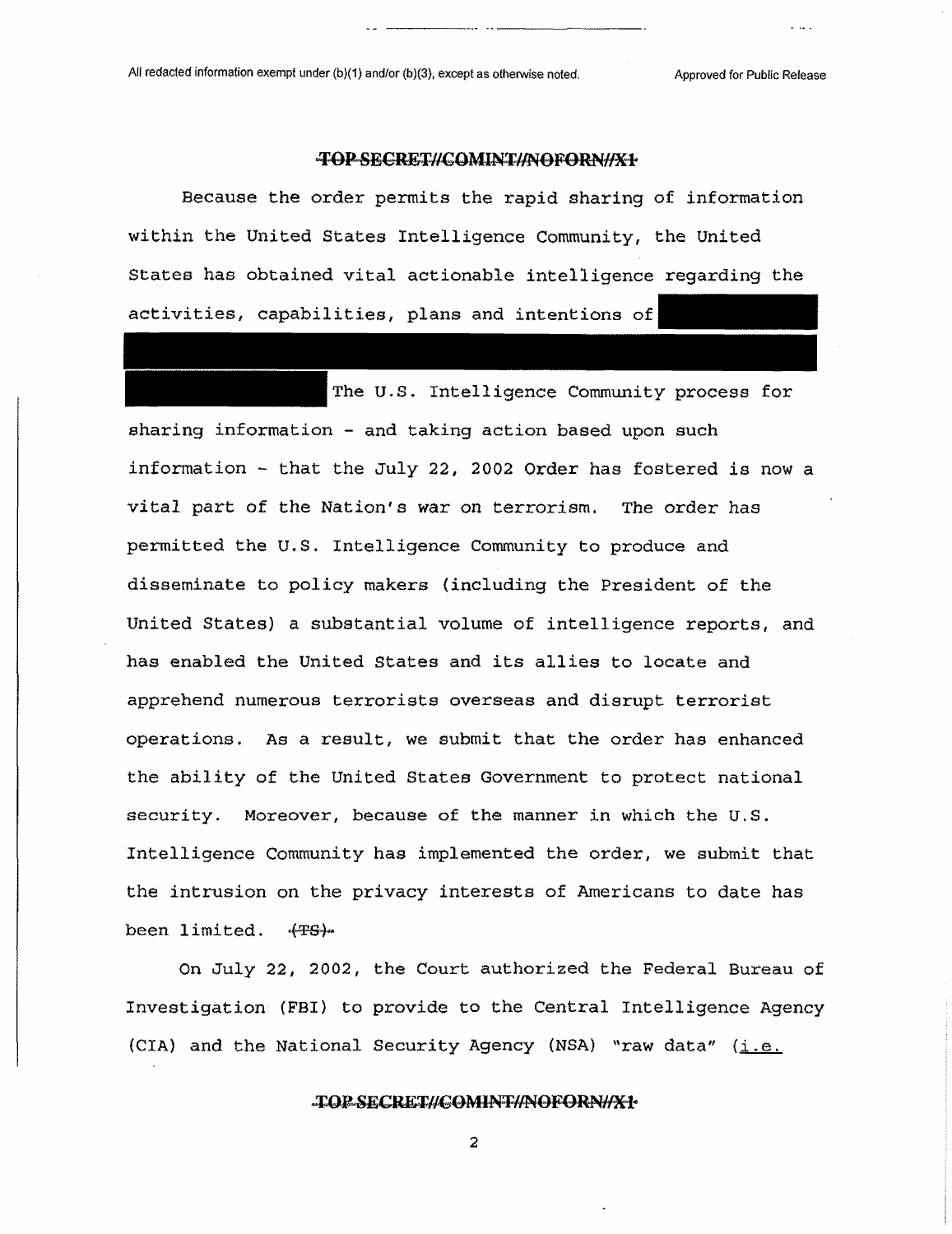Because the order permits the rapid sharing of information within the United States Intelligence Community, the United States has obtained vital actionable intelligence regarding the activities, capabilities, plans and intentions of

The U.S. Intelligence Community process for sharing information - and taking action based upon such information - that the July 22, 2002 Order has fostered is now a vital part of the Nation's war on terrorism. The order has permitted the U.S. Intelligence Community to produce and disseminate to policy makers (including the President of the United States) a substantial volume of intelligence reports, and has enabled the United States and its allies to locate and apprehend numerous terrorists overseas and disrupt terrorist operations. As a result, we submit that the order has enhanced the ability of the United States Government to protect national security. Moreover, because of the manner in which the U.S. Intelligence Community has implemented the order, we submit that the intrusion on the privacy interests of Americans to date has been limited. (TS)

On July 22, 2002, the Court authorized the Federal Bureau of Investigation (FBI) to provide to the Central Intelligence Agency (CIA) and the National Security Agency (NSA) "raw data" (i.e.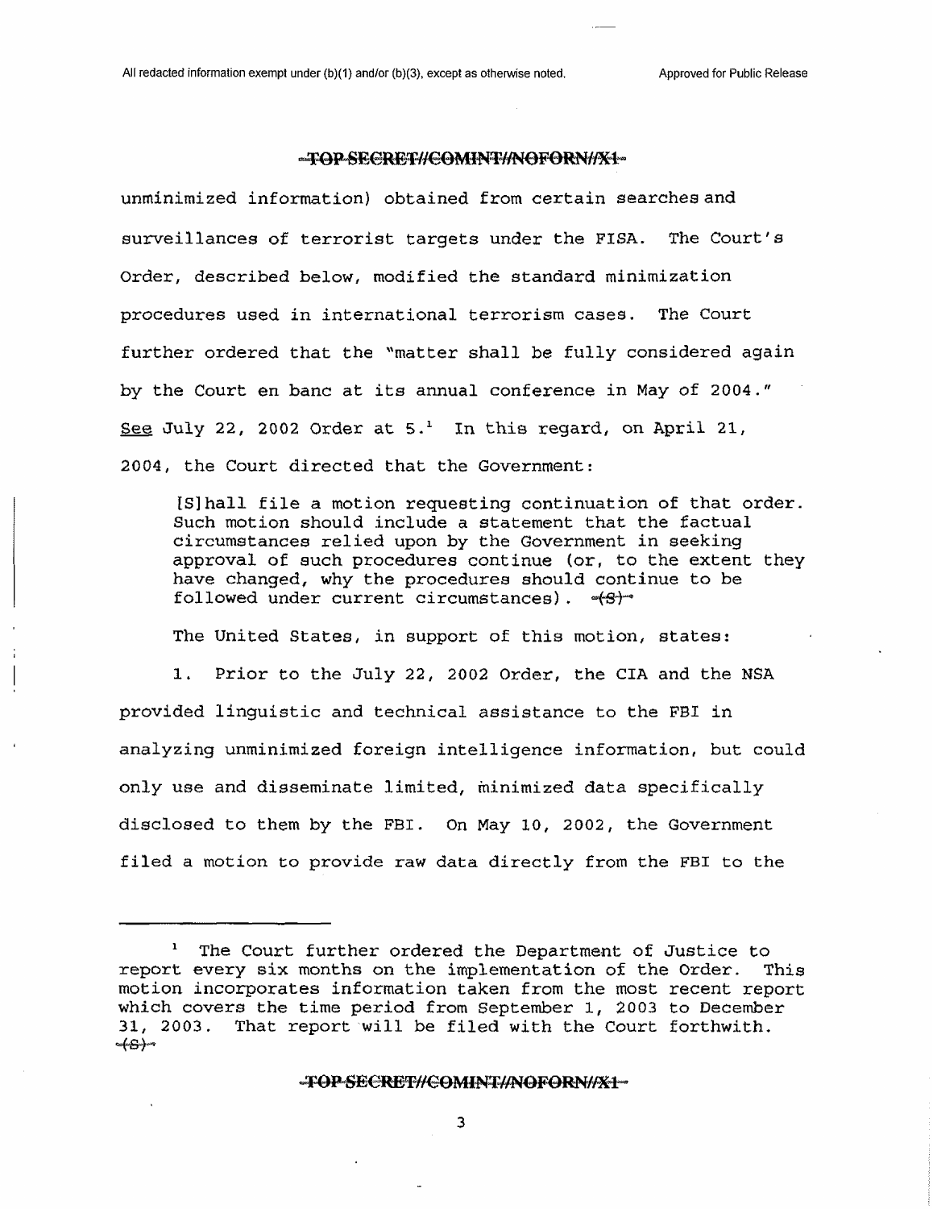unminimized information) obtained from certain searches and surveillances of terrorist targets under the FISA. The Court's Order, described below, modified the standard minimization procedures used in international terrorism cases. The Court further ordered that the "matter shall be fully considered again by the Court en banc at its annual conference in May of 2004." See July 22, 2002 Order at 5.[1] In this regard, on April 21, 2004, the Court directed that the Government:

> [S]hall file a motion requesting continuation of that order. Such motion should include a statement that the factual circumstances relied upon by the Government in seeking approval of such procedures continue (or, to the extent they have changed, why the procedures should continue to be followed under current circumstances). ~~(S)~~

The United States, in support of this motion, states:

1. Prior to the July 22, 2002 Order, the CIA and the NSA provided linguistic and technical assistance to the FBI in analyzing unminimized foreign intelligence information, but could only use and disseminate limited, minimized data specifically disclosed to them by the FBI. On May 10, 2002, the Government filed a motion to provide raw data directly from the FBI to the

---

[1] The Court further ordered the Department of Justice to report every six months on the implementation of the Order. This motion incorporates information taken from the most recent report which covers the time period from September 1, 2003 to December 31, 2003. That report will be filed with the Court forthwith. ~~(S)~~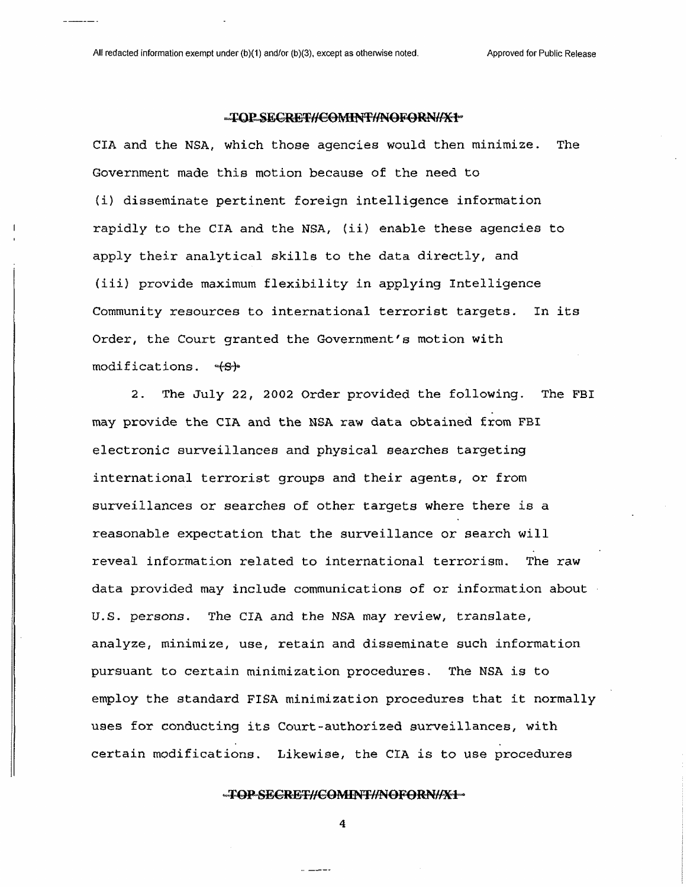CIA and the NSA, which those agencies would then minimize. The Government made this motion because of the need to (i) disseminate pertinent foreign intelligence information rapidly to the CIA and the NSA, (ii) enable these agencies to apply their analytical skills to the data directly, and (iii) provide maximum flexibility in applying Intelligence Community resources to international terrorist targets. In its Order, the Court granted the Government's motion with modifications. ~~(S)~~

2. The July 22, 2002 Order provided the following. The FBI may provide the CIA and the NSA raw data obtained from FBI electronic surveillances and physical searches targeting international terrorist groups and their agents, or from surveillances or searches of other targets where there is a reasonable expectation that the surveillance or search will reveal information related to international terrorism. The raw data provided may include communications of or information about U.S. persons. The CIA and the NSA may review, translate, analyze, minimize, use, retain and disseminate such information pursuant to certain minimization procedures. The NSA is to employ the standard FISA minimization procedures that it normally uses for conducting its Court-authorized surveillances, with certain modifications. Likewise, the CIA is to use procedures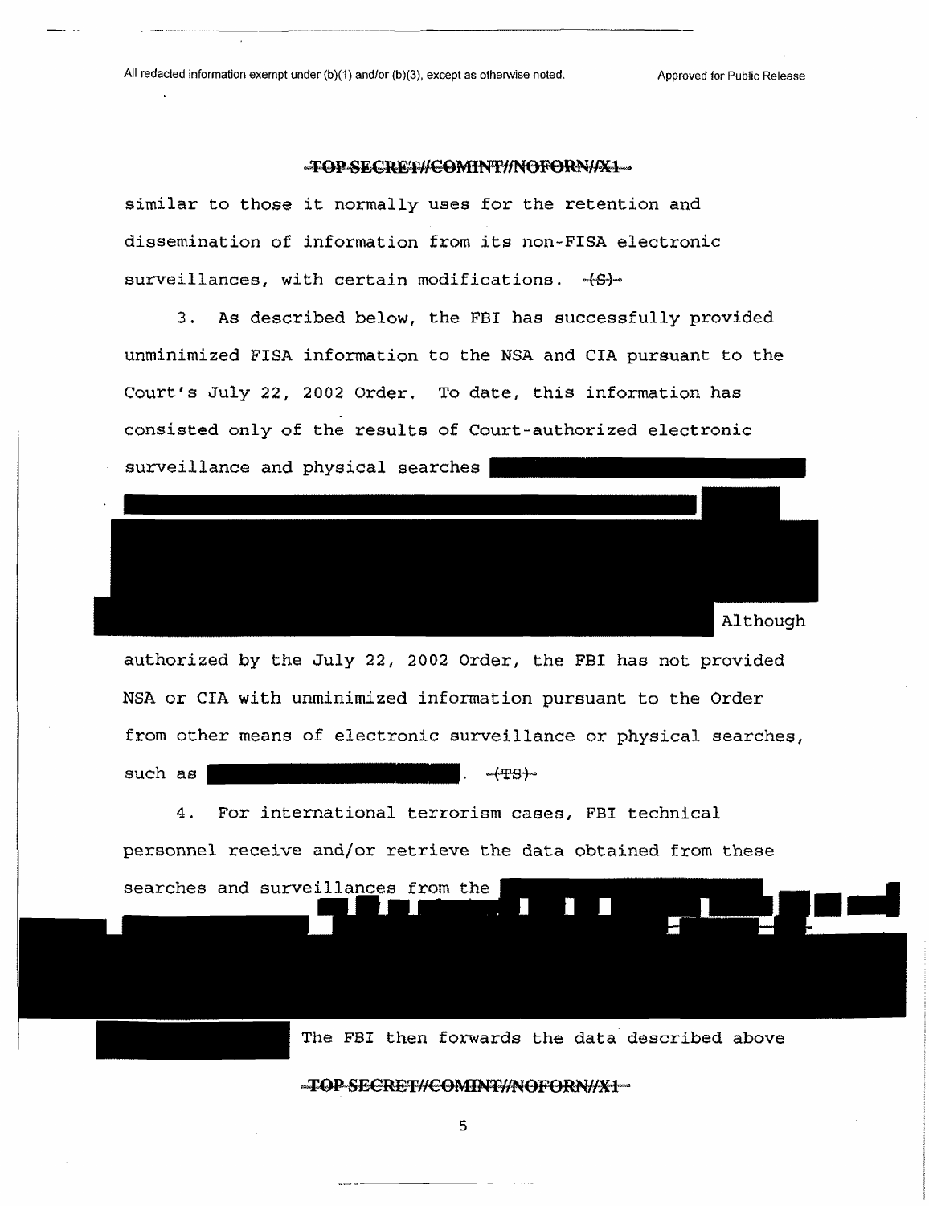All redacted information exempt under (b)(1) and/or (b)(3), except as otherwise noted. Approved for Public Release

~~TOP SECRET//COMINT//NOFORN//X1~~

similar to those it normally uses for the retention and dissemination of information from its non-FISA electronic surveillances, with certain modifications. ~~(S)~~

3. As described below, the FBI has successfully provided unminimized FISA information to the NSA and CIA pursuant to the Court's July 22, 2002 Order. To date, this information has consisted only of the results of Court-authorized electronic surveillance and physical searches [REDACTED] Although authorized by the July 22, 2002 Order, the FBI has not provided NSA or CIA with unminimized information pursuant to the Order from other means of electronic surveillance or physical searches, such as [REDACTED]. ~~(TS)~~

4. For international terrorism cases, FBI technical personnel receive and/or retrieve the data obtained from these searches and surveillances from the [REDACTED] The FBI then forwards the data described above

~~TOP SECRET//COMINT//NOFORN//X1~~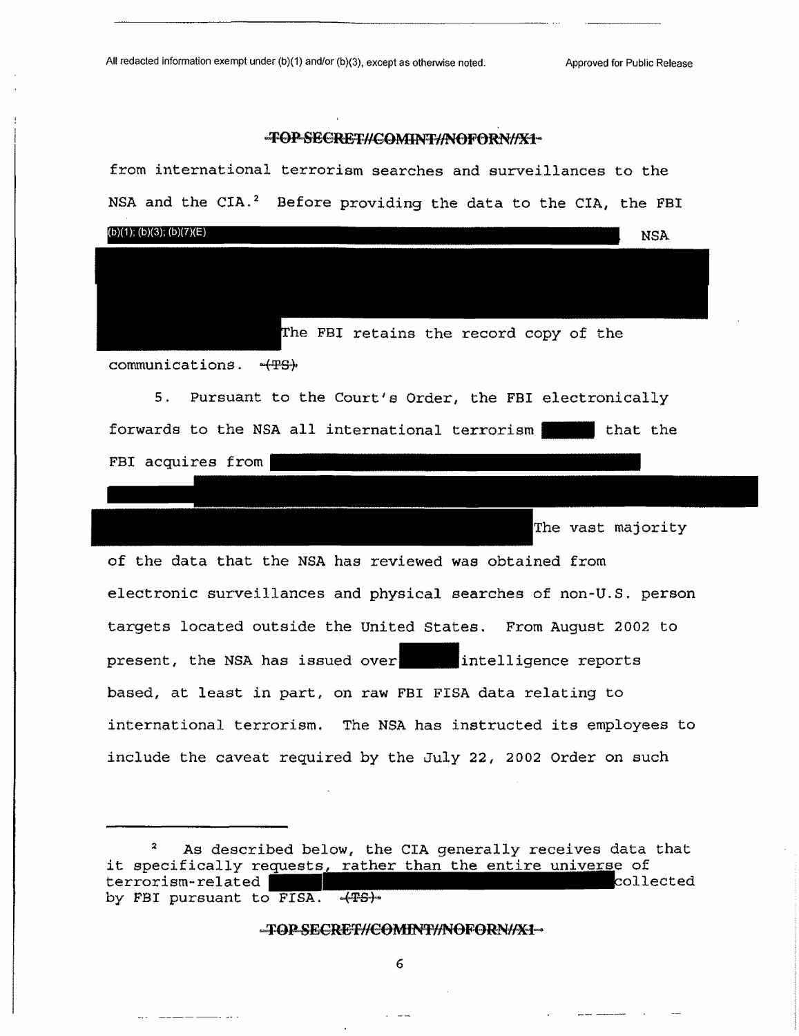All redacted information exempt under (b)(1) and/or (b)(3), except as otherwise noted. Approved for Public Release

~~TOP SECRET//COMINT//NOFORN//X1~~

from international terrorism searches and surveillances to the NSA and the CIA.[2] Before providing the data to the CIA, the FBI (b)(1); (b)(3); (b)(7)(E) NSA

The FBI retains the record copy of the communications. ~~(TS)~~

5. Pursuant to the Court's Order, the FBI electronically forwards to the NSA all international terrorism that the FBI acquires from

The vast majority of the data that the NSA has reviewed was obtained from electronic surveillances and physical searches of non-U.S. person targets located outside the United States. From August 2002 to present, the NSA has issued over intelligence reports based, at least in part, on raw FBI FISA data relating to international terrorism. The NSA has instructed its employees to include the caveat required by the July 22, 2002 Order on such

[2] As described below, the CIA generally receives data that it specifically requests, rather than the entire universe of terrorism-related collected by FBI pursuant to FISA. ~~(TS)~~

~~TOP SECRET//COMINT//NOFORN//X1~~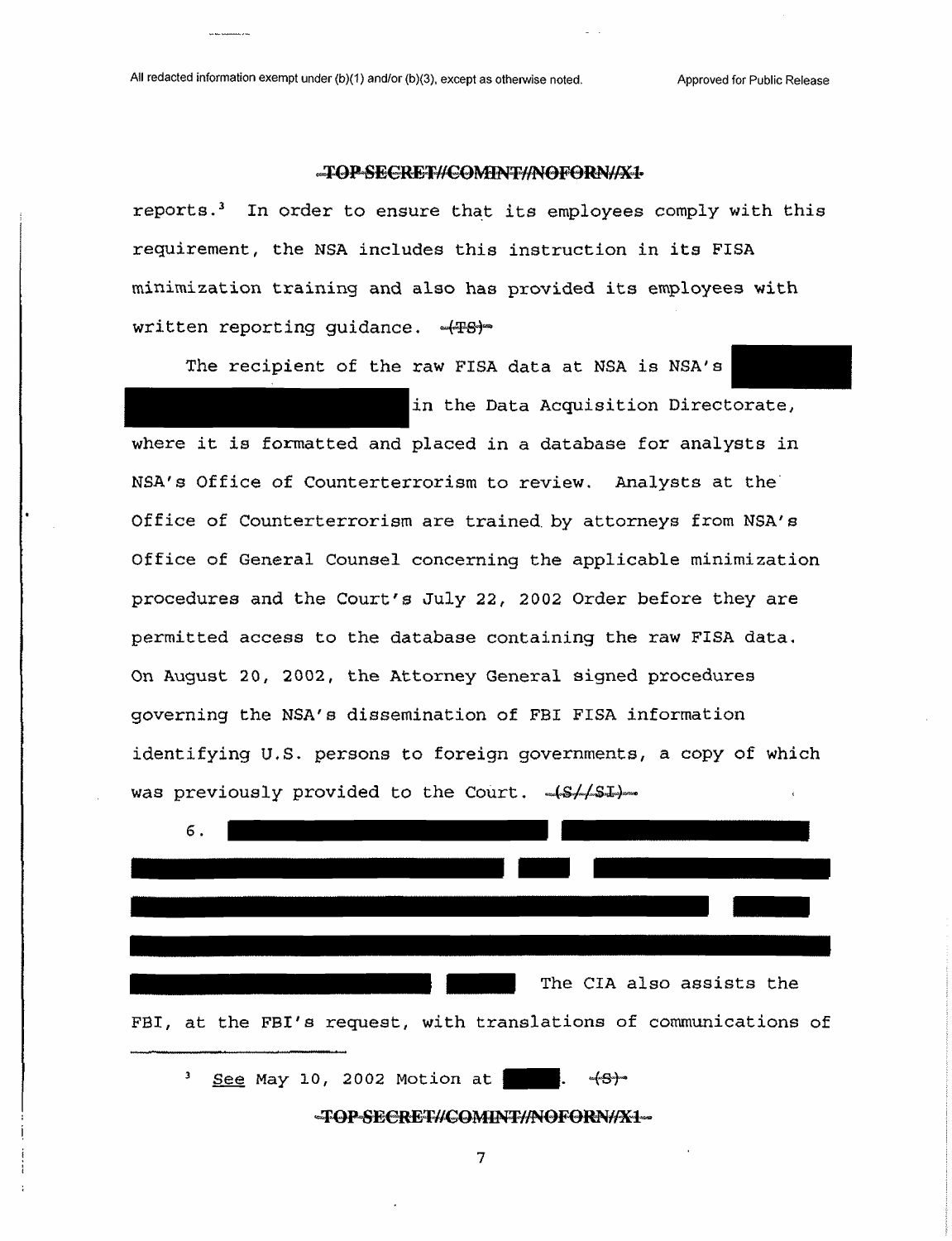reports.[3] In order to ensure that its employees comply with this requirement, the NSA includes this instruction in its FISA minimization training and also has provided its employees with written reporting guidance. ~~(TS)~~

The recipient of the raw FISA data at NSA is NSA's [redacted] in the Data Acquisition Directorate, where it is formatted and placed in a database for analysts in NSA's Office of Counterterrorism to review. Analysts at the Office of Counterterrorism are trained by attorneys from NSA's Office of General Counsel concerning the applicable minimization procedures and the Court's July 22, 2002 Order before they are permitted access to the database containing the raw FISA data. On August 20, 2002, the Attorney General signed procedures governing the NSA's dissemination of FBI FISA information identifying U.S. persons to foreign governments, a copy of which was previously provided to the Court. ~~(S//SI)~~

6. [redacted] The CIA also assists the FBI, at the FBI's request, with translations of communications of

---

[3] See May 10, 2002 Motion at [redacted]. ~~(S)~~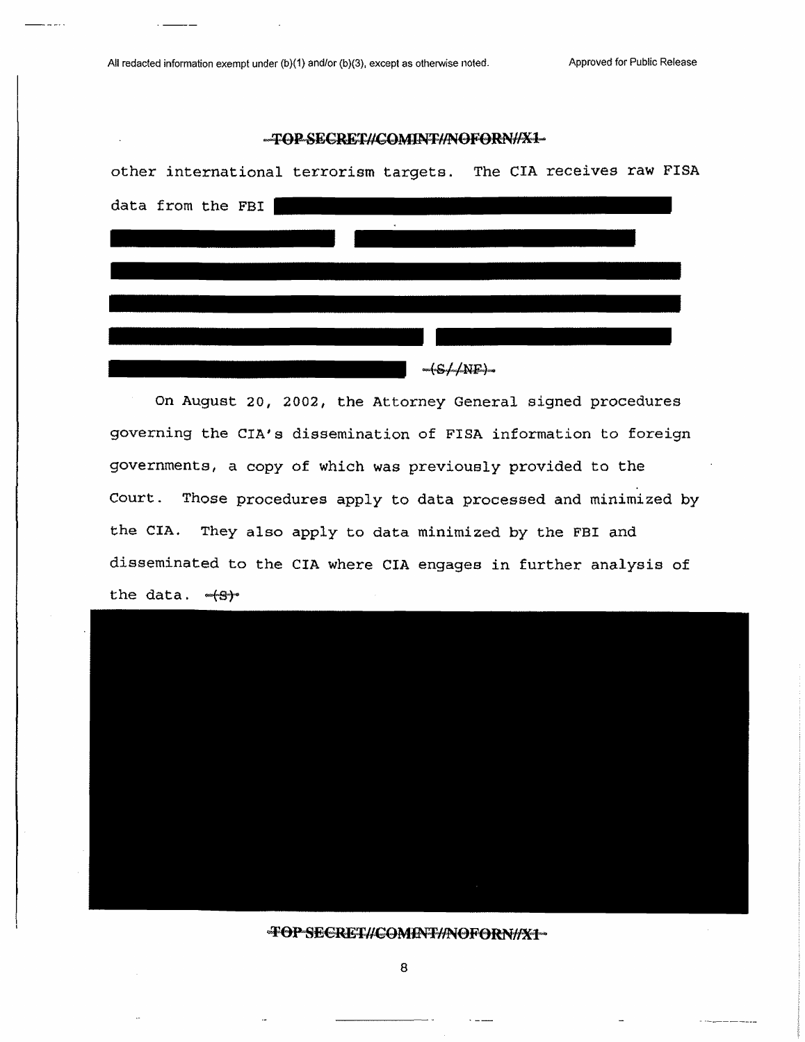All redacted information exempt under (b)(1) and/or (b)(3), except as otherwise noted. Approved for Public Release

~~TOP SECRET//COMINT//NOFORN//X1~~

other international terrorism targets. The CIA receives raw FISA data from the FBI ~~(S//NF)~~

On August 20, 2002, the Attorney General signed procedures governing the CIA's dissemination of FISA information to foreign governments, a copy of which was previously provided to the Court. Those procedures apply to data processed and minimized by the CIA. They also apply to data minimized by the FBI and disseminated to the CIA where CIA engages in further analysis of the data. ~~(S)~~

~~TOP SECRET//COMINT//NOFORN//X1~~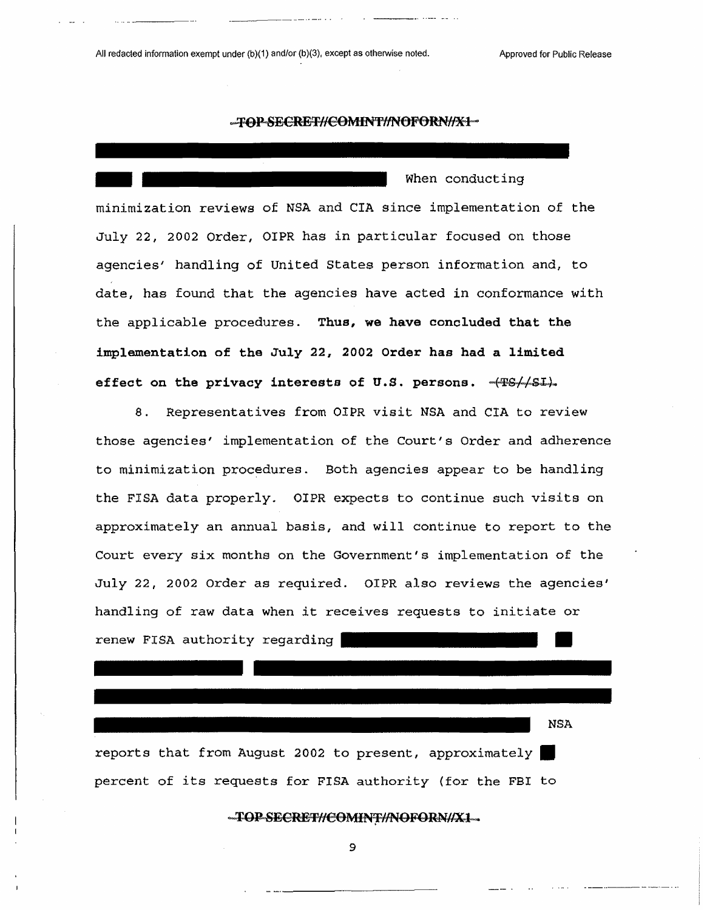All redacted information exempt under (b)(1) and/or (b)(3), except as otherwise noted. Approved for Public Release

~~TOP SECRET//COMINT//NOFORN//X1~~

When conducting minimization reviews of NSA and CIA since implementation of the July 22, 2002 Order, OIPR has in particular focused on those agencies' handling of United States person information and, to date, has found that the agencies have acted in conformance with the applicable procedures. **Thus, we have concluded that the implementation of the July 22, 2002 Order has had a limited effect on the privacy interests of U.S. persons.** ~~(TS//SI)~~

8. Representatives from OIPR visit NSA and CIA to review those agencies' implementation of the Court's Order and adherence to minimization procedures. Both agencies appear to be handling the FISA data properly. OIPR expects to continue such visits on approximately an annual basis, and will continue to report to the Court every six months on the Government's implementation of the July 22, 2002 Order as required. OIPR also reviews the agencies' handling of raw data when it receives requests to initiate or renew FISA authority regarding

NSA reports that from August 2002 to present, approximately percent of its requests for FISA authority (for the FBI to

~~TOP SECRET//COMINT//NOFORN//X1~~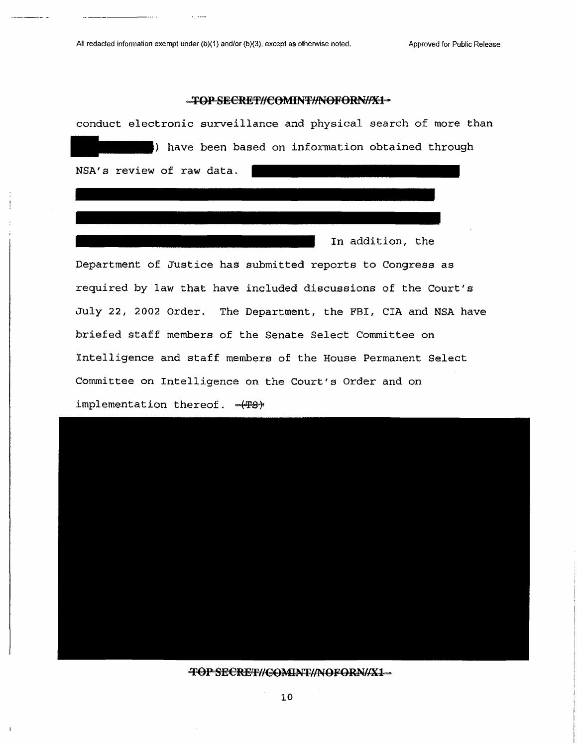All redacted information exempt under (b)(1) and/or (b)(3), except as otherwise noted.

Approved for Public Release

TOP SECRET//COMINT//NOFORN//X1

conduct electronic surveillance and physical search of more than ) have been based on information obtained through NSA's review of raw data. In addition, the Department of Justice has submitted reports to Congress as required by law that have included discussions of the Court's July 22, 2002 Order. The Department, the FBI, CIA and NSA have briefed staff members of the Senate Select Committee on Intelligence and staff members of the House Permanent Select Committee on Intelligence on the Court's Order and on implementation thereof. (TS)

TOP SECRET//COMINT//NOFORN//X1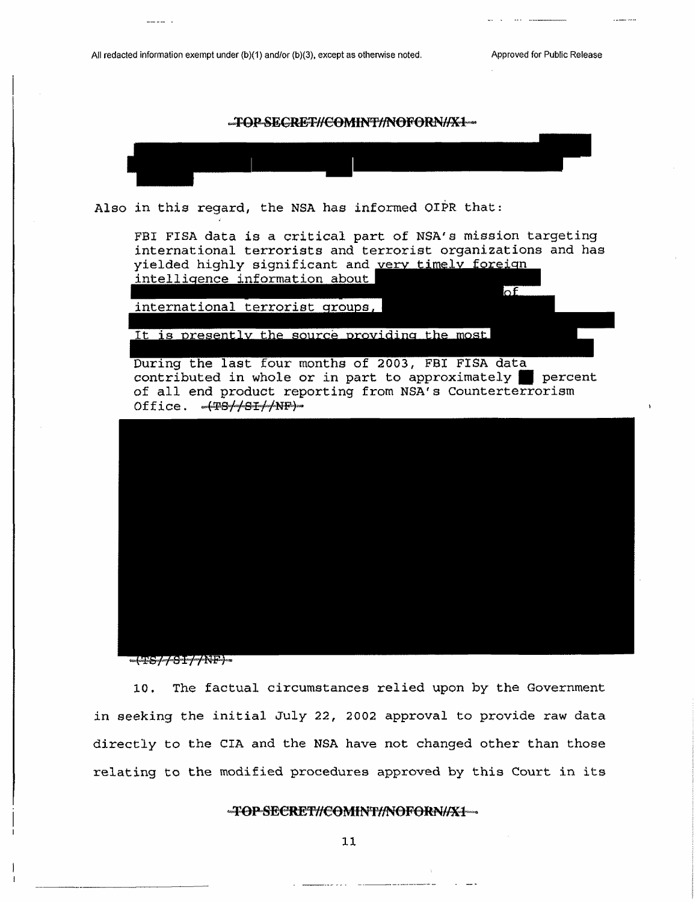All redacted information exempt under (b)(1) and/or (b)(3), except as otherwise noted.

Approved for Public Release

~~TOP SECRET//COMINT//NOFORN//X1~~

[REDACTED]

Also in this regard, the NSA has informed OIPR that:

> FBI FISA data is a critical part of NSA's mission targeting international terrorists and terrorist organizations and has yielded highly significant and very timely foreign intelligence information about [REDACTED] of international terrorist groups, [REDACTED] It is presently the source providing the most [REDACTED] During the last four months of 2003, FBI FISA data contributed in whole or in part to approximately [REDACTED] percent of all end product reporting from NSA's Counterterrorism Office. ~~(TS//SI//NF)~~

[REDACTED]

~~(TS//SI//NF)~~

10. The factual circumstances relied upon by the Government in seeking the initial July 22, 2002 approval to provide raw data directly to the CIA and the NSA have not changed other than those relating to the modified procedures approved by this Court in its

~~TOP SECRET//COMINT//NOFORN//X1~~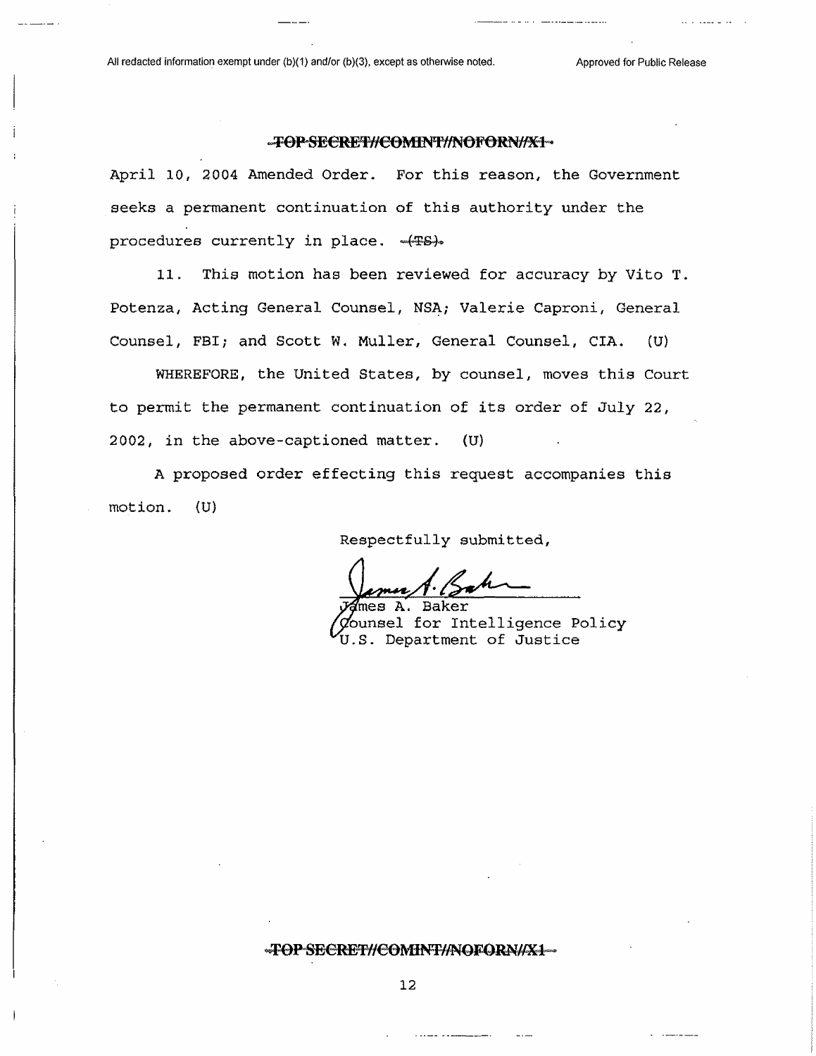All redacted information exempt under (b)(1) and/or (b)(3), except as otherwise noted.

Approved for Public Release

~~TOP SECRET//COMINT//NOFORN//X1~~

April 10, 2004 Amended Order. For this reason, the Government seeks a permanent continuation of this authority under the procedures currently in place. ~~(TS)~~

11. This motion has been reviewed for accuracy by Vito T. Potenza, Acting General Counsel, NSA; Valerie Caproni, General Counsel, FBI; and Scott W. Muller, General Counsel, CIA. (U)

WHEREFORE, the United States, by counsel, moves this Court to permit the permanent continuation of its order of July 22, 2002, in the above-captioned matter. (U)

A proposed order effecting this request accompanies this motion. (U)

Respectfully submitted,

James A. Baker
Counsel for Intelligence Policy
U.S. Department of Justice

~~TOP SECRET//COMINT//NOFORN//X1~~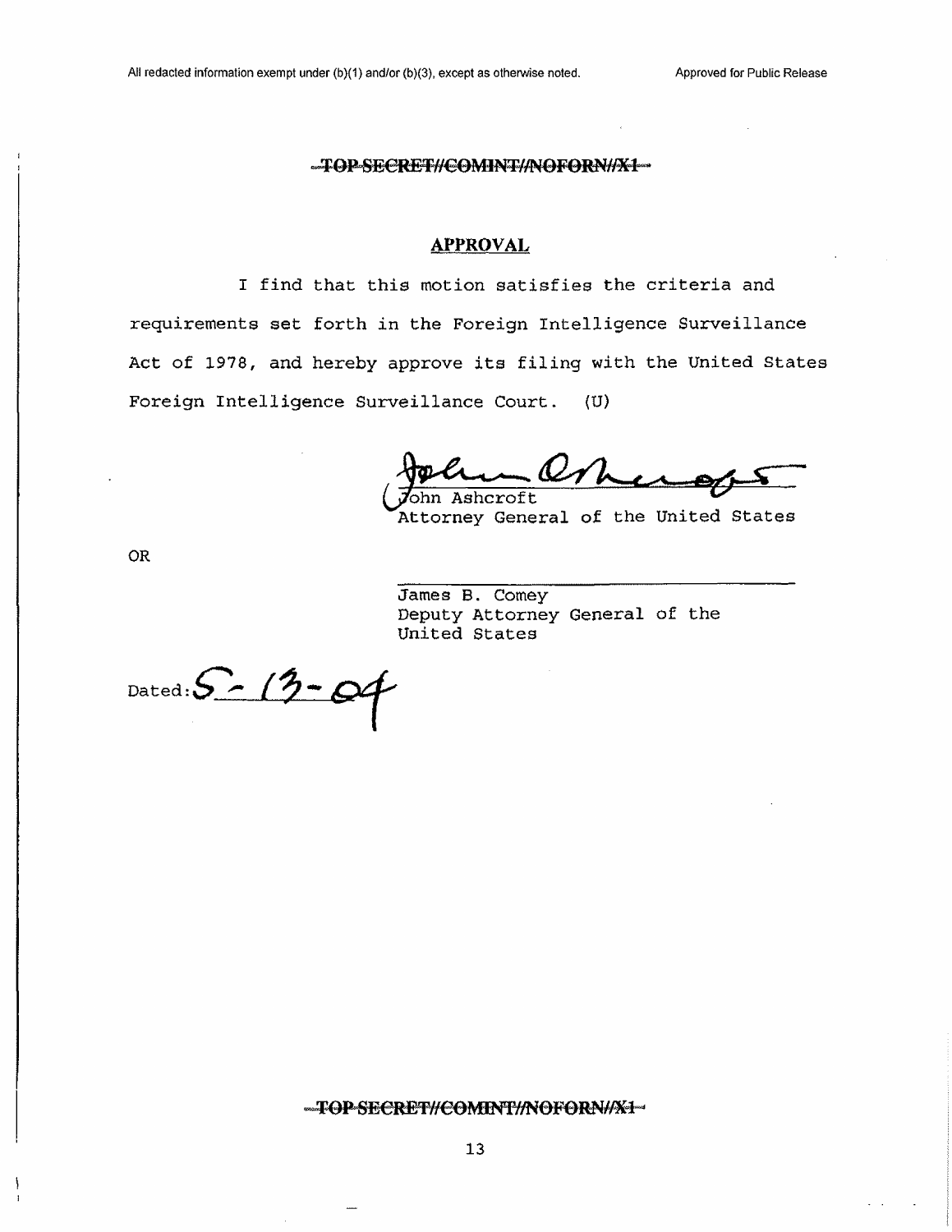All redacted information exempt under (b)(1) and/or (b)(3), except as otherwise noted. Approved for Public Release

~~TOP SECRET//COMINT//NOFORN//X1~~

## APPROVAL

I find that this motion satisfies the criteria and requirements set forth in the Foreign Intelligence Surveillance Act of 1978, and hereby approve its filing with the United States Foreign Intelligence Surveillance Court. (U)

John Ashcroft
Attorney General of the United States

OR

James B. Comey
Deputy Attorney General of the United States

Dated: 5-13-04

~~TOP SECRET//COMINT//NOFORN//X1~~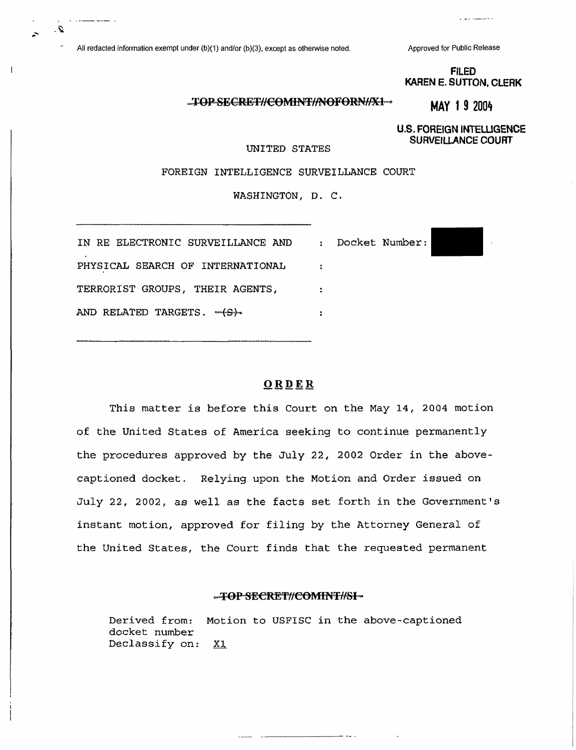All redacted information exempt under (b)(1) and/or (b)(3), except as otherwise noted.

Approved for Public Release

**FILED**
**KAREN E. SUTTON, CLERK**

~~TOP SECRET//COMINT//NOFORN//X1~~

**MAY 19 2004**

**U.S. FOREIGN INTELLIGENCE SURVEILLANCE COURT**

UNITED STATES

FOREIGN INTELLIGENCE SURVEILLANCE COURT

WASHINGTON, D. C.

IN RE ELECTRONIC SURVEILLANCE AND PHYSICAL SEARCH OF INTERNATIONAL TERRORIST GROUPS, THEIR AGENTS, AND RELATED TARGETS. ~~(S)~~ : Docket Number: [REDACTED]

## ORDER

This matter is before this Court on the May 14, 2004 motion of the United States of America seeking to continue permanently the procedures approved by the July 22, 2002 Order in the above-captioned docket. Relying upon the Motion and Order issued on July 22, 2002, as well as the facts set forth in the Government's instant motion, approved for filing by the Attorney General of the United States, the Court finds that the requested permanent

~~TOP SECRET//COMINT//SI~~

Derived from: Motion to USFISC in the above-captioned docket number
Declassify on: X1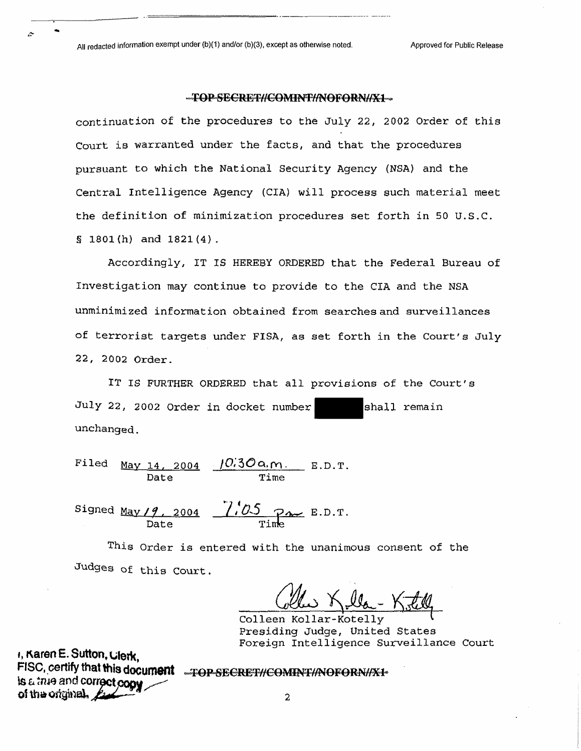All redacted information exempt under (b)(1) and/or (b)(3), except as otherwise noted.

Approved for Public Release

~~TOP SECRET//COMINT//NOFORN//X1~~

continuation of the procedures to the July 22, 2002 Order of this Court is warranted under the facts, and that the procedures pursuant to which the National Security Agency (NSA) and the Central Intelligence Agency (CIA) will process such material meet the definition of minimization procedures set forth in 50 U.S.C. § 1801(h) and 1821(4).

Accordingly, IT IS HEREBY ORDERED that the Federal Bureau of Investigation may continue to provide to the CIA and the NSA unminimized information obtained from searches and surveillances of terrorist targets under FISA, as set forth in the Court's July 22, 2002 Order.

IT IS FURTHER ORDERED that all provisions of the Court's July 22, 2002 Order in docket number [REDACTED] shall remain unchanged.

Filed May 14, 2004 (Date) 10:30 a.m. (Time) E.D.T.

Signed May 19, 2004 (Date) 7:05 pm (Time) E.D.T.

This Order is entered with the unanimous consent of the Judges of this Court.

Colleen Kollar-Kotelly
Presiding Judge, United States
Foreign Intelligence Surveillance Court

I, Karen E. Sutton, Clerk, FISC, certify that this document is a true and correct copy of the original.

~~TOP SECRET//COMINT//NOFORN//X1~~